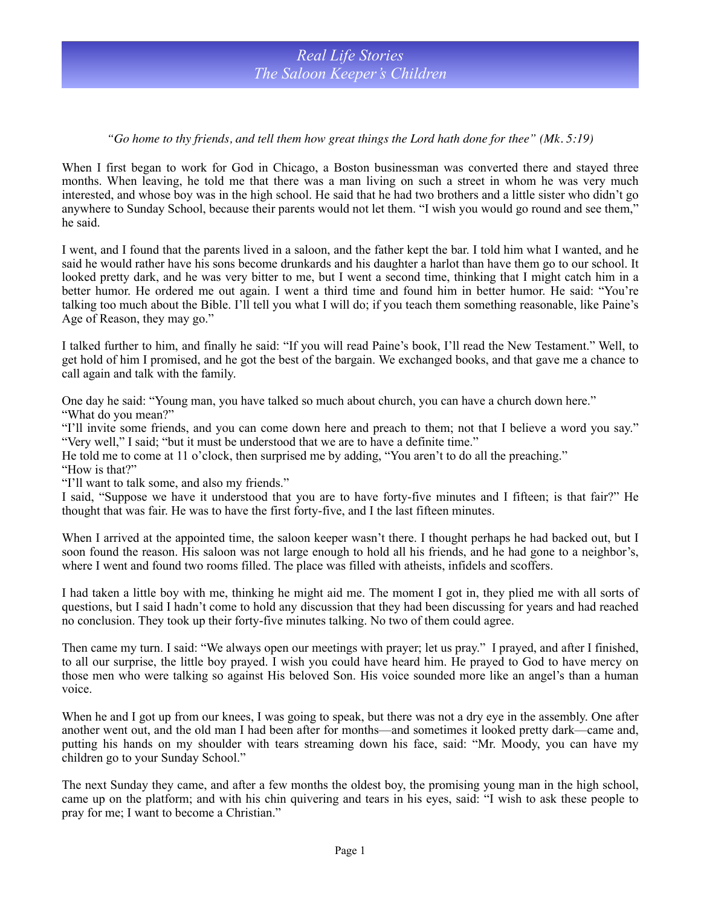# Real Life Stories
# The Saloon Keeper's Children

*"Go home to thy friends, and tell them how great things the Lord hath done for thee" (Mk. 5:19)*

When I first began to work for God in Chicago, a Boston businessman was converted there and stayed three months. When leaving, he told me that there was a man living on such a street in whom he was very much interested, and whose boy was in the high school. He said that he had two brothers and a little sister who didn't go anywhere to Sunday School, because their parents would not let them. "I wish you would go round and see them," he said.

I went, and I found that the parents lived in a saloon, and the father kept the bar. I told him what I wanted, and he said he would rather have his sons become drunkards and his daughter a harlot than have them go to our school. It looked pretty dark, and he was very bitter to me, but I went a second time, thinking that I might catch him in a better humor. He ordered me out again. I went a third time and found him in better humor. He said: "You're talking too much about the Bible. I'll tell you what I will do; if you teach them something reasonable, like Paine's Age of Reason, they may go."

I talked further to him, and finally he said: "If you will read Paine's book, I'll read the New Testament." Well, to get hold of him I promised, and he got the best of the bargain. We exchanged books, and that gave me a chance to call again and talk with the family.

One day he said: "Young man, you have talked so much about church, you can have a church down here."
"What do you mean?"
"I'll invite some friends, and you can come down here and preach to them; not that I believe a word you say."
"Very well," I said; "but it must be understood that we are to have a definite time."
He told me to come at 11 o'clock, then surprised me by adding, "You aren't to do all the preaching."
"How is that?"
"I'll want to talk some, and also my friends."
I said, "Suppose we have it understood that you are to have forty-five minutes and I fifteen; is that fair?" He thought that was fair. He was to have the first forty-five, and I the last fifteen minutes.

When I arrived at the appointed time, the saloon keeper wasn't there. I thought perhaps he had backed out, but I soon found the reason. His saloon was not large enough to hold all his friends, and he had gone to a neighbor's, where I went and found two rooms filled. The place was filled with atheists, infidels and scoffers.

I had taken a little boy with me, thinking he might aid me. The moment I got in, they plied me with all sorts of questions, but I said I hadn't come to hold any discussion that they had been discussing for years and had reached no conclusion. They took up their forty-five minutes talking. No two of them could agree.

Then came my turn. I said: "We always open our meetings with prayer; let us pray." I prayed, and after I finished, to all our surprise, the little boy prayed. I wish you could have heard him. He prayed to God to have mercy on those men who were talking so against His beloved Son. His voice sounded more like an angel's than a human voice.

When he and I got up from our knees, I was going to speak, but there was not a dry eye in the assembly. One after another went out, and the old man I had been after for months—and sometimes it looked pretty dark—came and, putting his hands on my shoulder with tears streaming down his face, said: "Mr. Moody, you can have my children go to your Sunday School."

The next Sunday they came, and after a few months the oldest boy, the promising young man in the high school, came up on the platform; and with his chin quivering and tears in his eyes, said: "I wish to ask these people to pray for me; I want to become a Christian."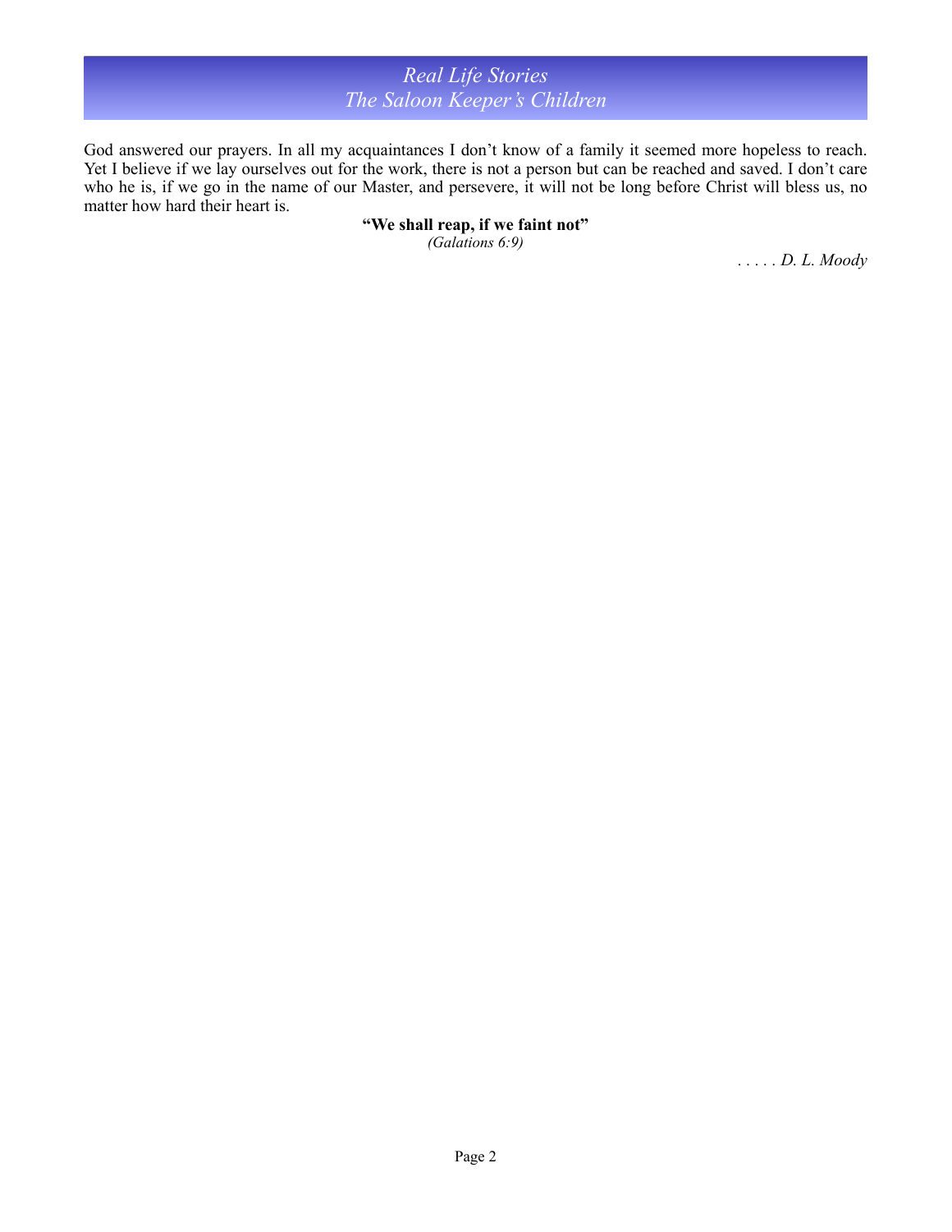God answered our prayers. In all my acquaintances I don't know of a family it seemed more hopeless to reach. Yet I believe if we lay ourselves out for the work, there is not a person but can be reached and saved. I don't care who he is, if we go in the name of our Master, and persevere, it will not be long before Christ will bless us, no matter how hard their heart is.

**"We shall reap, if we faint not"**
*(Galations 6:9)*

*. . . . . D. L. Moody*